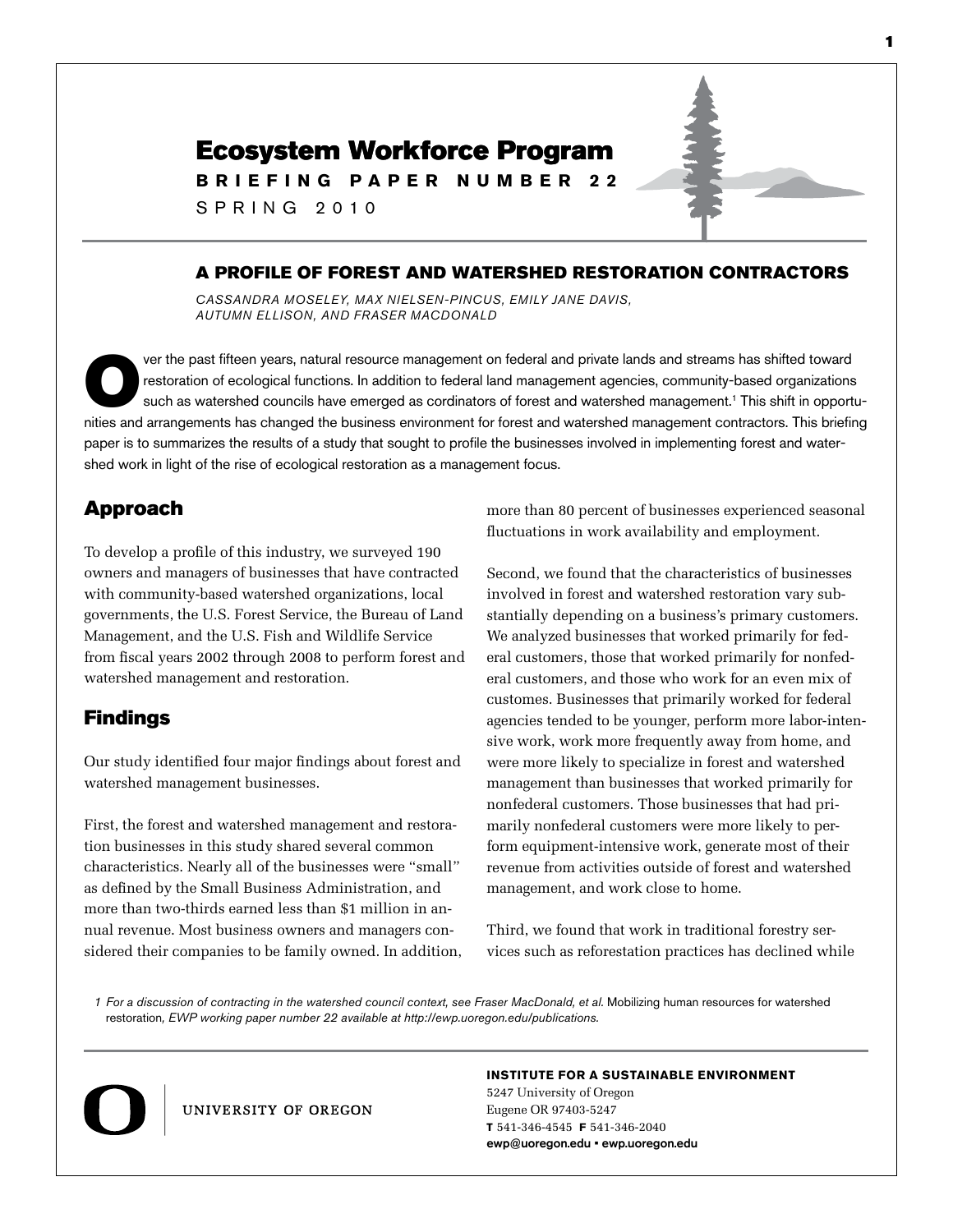# Ecosystem Workforce Program

**BRIEFING PAPER NUMBER 22**

SPRING 2010

## A PROFILE OF FOREST AND WATERSHED RESTORATION CONTRACTORS

*CASSANDRA MOSELEY, MAX NIELSEN-PINCUS, EMILY JANE DAVIS, AUTUMN ELLISON, AND FRASER MACDONALD*

Over the past fifteen years, natural resource management on federal and private lands and streams has shifted toward restoration of ecological functions. In addition to federal land management agencies, community-based organizations such as watershed councils have emerged as cordinators of forest and watershed management.[1] This shift in opportunities and arrangements has changed the business environment for forest and watershed management contractors. This briefing paper is to summarizes the results of a study that sought to profile the businesses involved in implementing forest and watershed work in light of the rise of ecological restoration as a management focus.

## Approach

To develop a profile of this industry, we surveyed 190 owners and managers of businesses that have contracted with community-based watershed organizations, local governments, the U.S. Forest Service, the Bureau of Land Management, and the U.S. Fish and Wildlife Service from fiscal years 2002 through 2008 to perform forest and watershed management and restoration.

## Findings

Our study identified four major findings about forest and watershed management businesses.

First, the forest and watershed management and restoration businesses in this study shared several common characteristics. Nearly all of the businesses were "small" as defined by the Small Business Administration, and more than two-thirds earned less than $1 million in annual revenue. Most business owners and managers considered their companies to be family owned. In addition, more than 80 percent of businesses experienced seasonal fluctuations in work availability and employment.

Second, we found that the characteristics of businesses involved in forest and watershed restoration vary substantially depending on a business's primary customers. We analyzed businesses that worked primarily for federal customers, those that worked primarily for nonfederal customers, and those who work for an even mix of customes. Businesses that primarily worked for federal agencies tended to be younger, perform more labor-intensive work, work more frequently away from home, and were more likely to specialize in forest and watershed management than businesses that worked primarily for nonfederal customers. Those businesses that had primarily nonfederal customers were more likely to perform equipment-intensive work, generate most of their revenue from activities outside of forest and watershed management, and work close to home.

Third, we found that work in traditional forestry services such as reforestation practices has declined while

1 *For a discussion of contracting in the watershed council context, see Fraser MacDonald, et al.* Mobilizing human resources for watershed restoration, *EWP working paper number 22 available at http://ewp.uoregon.edu/publications.*

UNIVERSITY OF OREGON

**INSTITUTE FOR A SUSTAINABLE ENVIRONMENT**
5247 University of Oregon
Eugene OR 97403-5247
**T** 541-346-4545 **F** 541-346-2040
**ewp@uoregon.edu • ewp.uoregon.edu**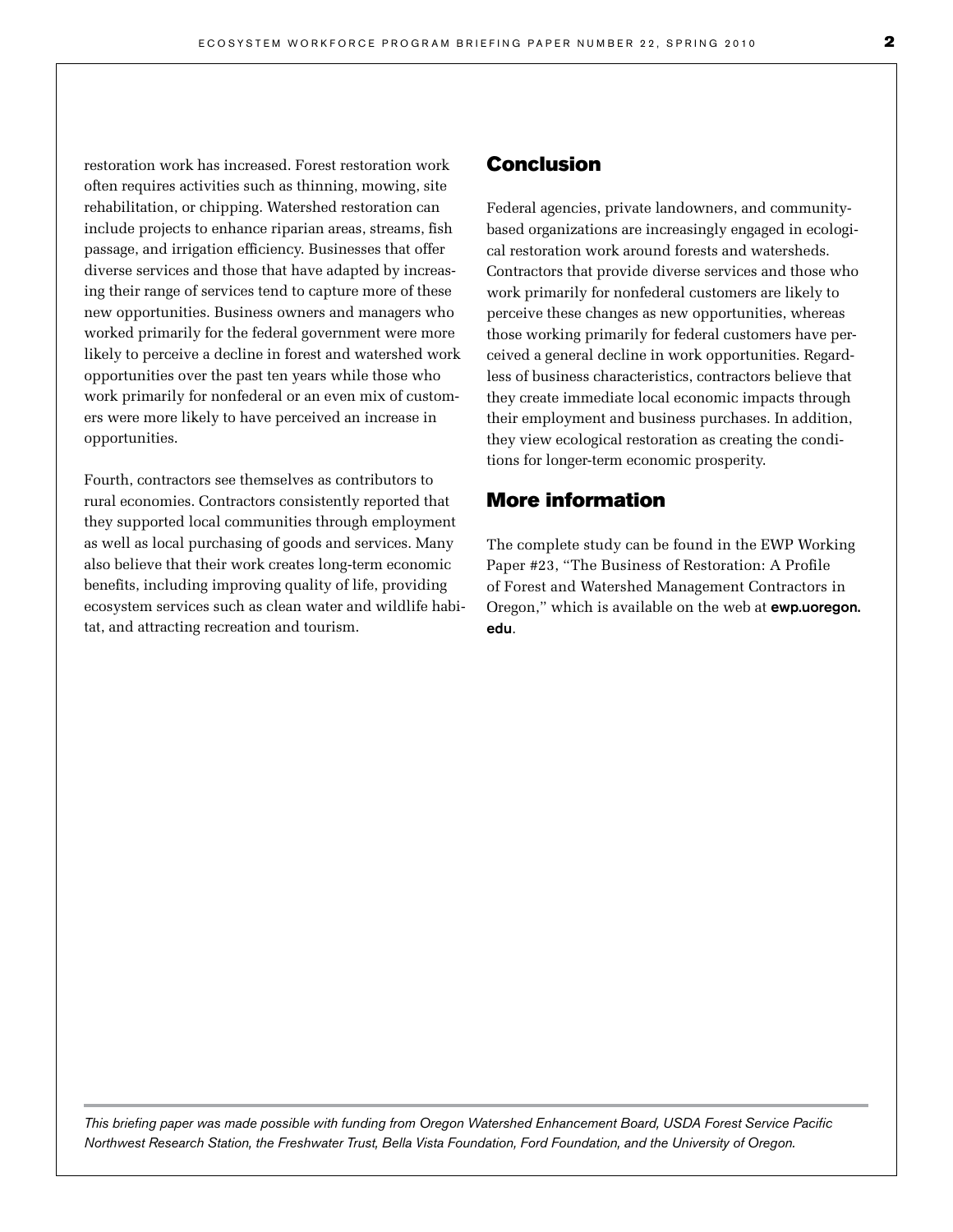restoration work has increased. Forest restoration work often requires activities such as thinning, mowing, site rehabilitation, or chipping. Watershed restoration can include projects to enhance riparian areas, streams, fish passage, and irrigation efficiency. Businesses that offer diverse services and those that have adapted by increasing their range of services tend to capture more of these new opportunities. Business owners and managers who worked primarily for the federal government were more likely to perceive a decline in forest and watershed work opportunities over the past ten years while those who work primarily for nonfederal or an even mix of customers were more likely to have perceived an increase in opportunities.

Fourth, contractors see themselves as contributors to rural economies. Contractors consistently reported that they supported local communities through employment as well as local purchasing of goods and services. Many also believe that their work creates long-term economic benefits, including improving quality of life, providing ecosystem services such as clean water and wildlife habitat, and attracting recreation and tourism.

## Conclusion

Federal agencies, private landowners, and community-based organizations are increasingly engaged in ecological restoration work around forests and watersheds. Contractors that provide diverse services and those who work primarily for nonfederal customers are likely to perceive these changes as new opportunities, whereas those working primarily for federal customers have perceived a general decline in work opportunities. Regardless of business characteristics, contractors believe that they create immediate local economic impacts through their employment and business purchases. In addition, they view ecological restoration as creating the conditions for longer-term economic prosperity.

## More information

The complete study can be found in the EWP Working Paper #23, "The Business of Restoration: A Profile of Forest and Watershed Management Contractors in Oregon," which is available on the web at **ewp.uoregon.edu**.

*This briefing paper was made possible with funding from Oregon Watershed Enhancement Board, USDA Forest Service Pacific Northwest Research Station, the Freshwater Trust, Bella Vista Foundation, Ford Foundation, and the University of Oregon.*